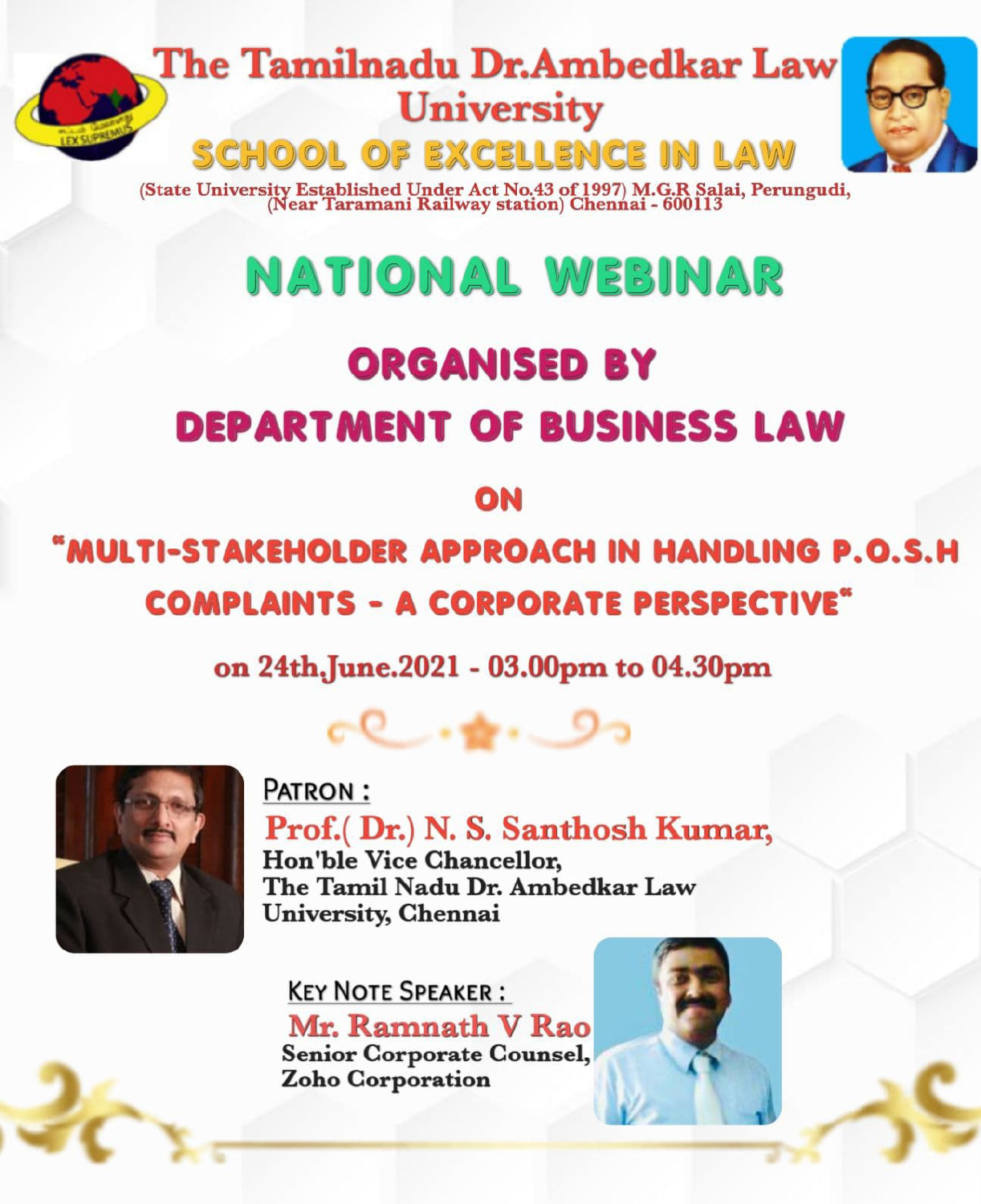# The Tamilnadu Dr.Ambedkar Law University

## SCHOOL OF EXCELLENCE IN LAW

(State University Established Under Act No.43 of 1997) M.G.R Salai, Perungudi, (Near Taramani Railway station) Chennai - 600113

# NATIONAL WEBINAR

## ORGANISED BY

## DEPARTMENT OF BUSINESS LAW

## ON

## "MULTI-STAKEHOLDER APPROACH IN HANDLING P.O.S.H COMPLAINTS - A CORPORATE PERSPECTIVE"

**on 24th,June.2021 - 03.00pm to 04.30pm**

PATRON :

**Prof.( Dr.) N. S. Santhosh Kumar,**
Hon'ble Vice Chancellor,
The Tamil Nadu Dr. Ambedkar Law University, Chennai

KEY NOTE SPEAKER :

**Mr. Ramnath V Rao**
Senior Corporate Counsel,
Zoho Corporation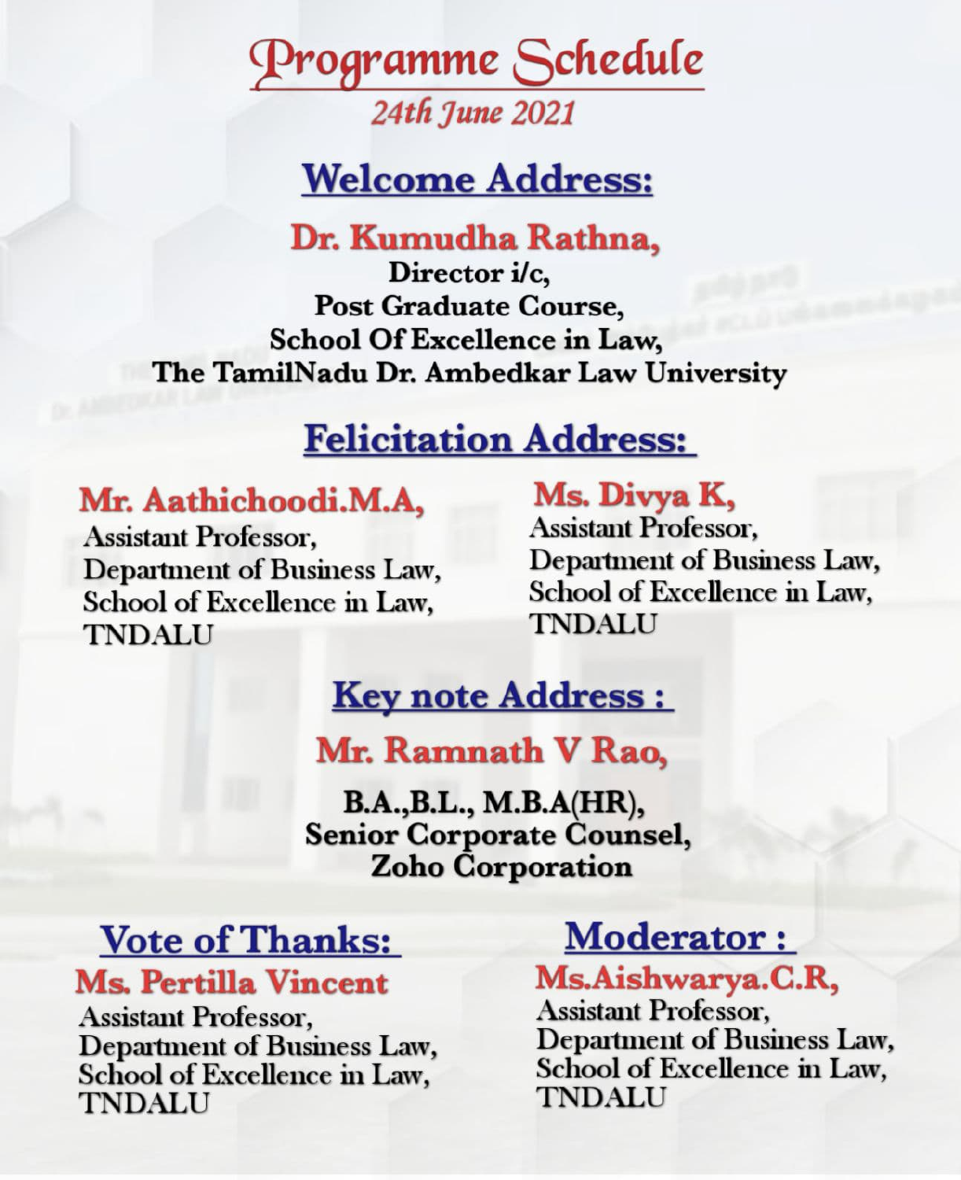# Programme Schedule

*24th June 2021*

## Welcome Address:

**Dr. Kumudha Rathna,**
Director i/c,
Post Graduate Course,
School Of Excellence in Law,
The TamilNadu Dr. Ambedkar Law University

## Felicitation Address:

**Mr. Aathichoodi.M.A,**
Assistant Professor,
Department of Business Law,
School of Excellence in Law,
TNDALU

**Ms. Divya K,**
Assistant Professor,
Department of Business Law,
School of Excellence in Law,
TNDALU

## Key note Address :

**Mr. Ramnath V Rao,**
B.A.,B.L., M.B.A(HR),
Senior Corporate Counsel,
Zoho Corporation

## Vote of Thanks:

**Ms. Pertilla Vincent**
Assistant Professor,
Department of Business Law,
School of Excellence in Law,
TNDALU

## Moderator :

**Ms.Aishwarya.C.R,**
Assistant Professor,
Department of Business Law,
School of Excellence in Law,
TNDALU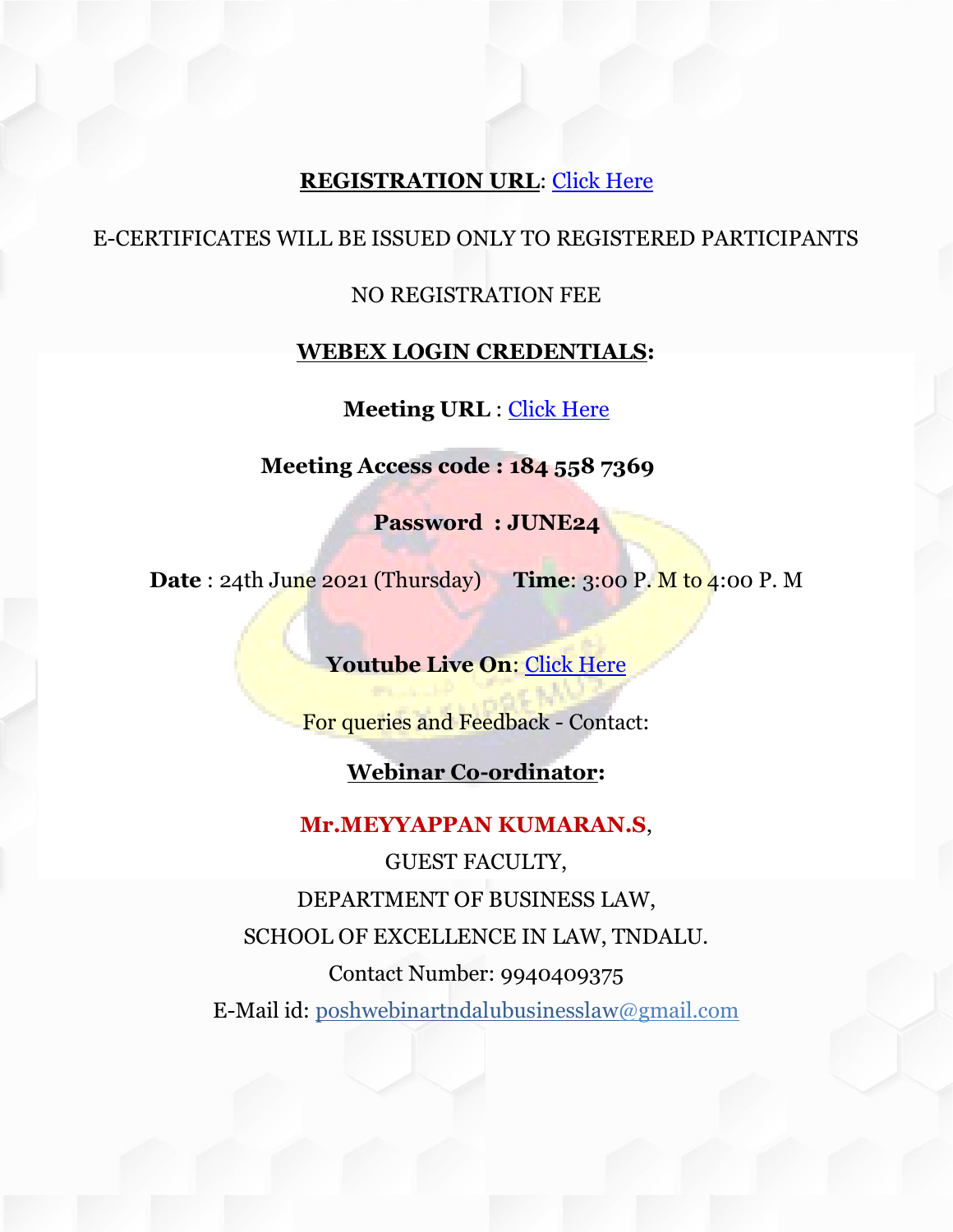**REGISTRATION URL**: [Click Here]

E-CERTIFICATES WILL BE ISSUED ONLY TO REGISTERED PARTICIPANTS

NO REGISTRATION FEE

**WEBEX LOGIN CREDENTIALS:**

**Meeting URL** : [Click Here]

**Meeting Access code : 184 558 7369**

**Password : JUNE24**

**Date** : 24th June 2021 (Thursday) **Time**: 3:00 P. M to 4:00 P. M

**Youtube Live On**: [Click Here]

For queries and Feedback - Contact:

**Webinar Co-ordinator:**

**Mr.MEYYAPPAN KUMARAN.S**,

GUEST FACULTY,

DEPARTMENT OF BUSINESS LAW,

SCHOOL OF EXCELLENCE IN LAW, TNDALU.

Contact Number: 9940409375

E-Mail id: poshwebinartndalubusinesslaw@gmail.com